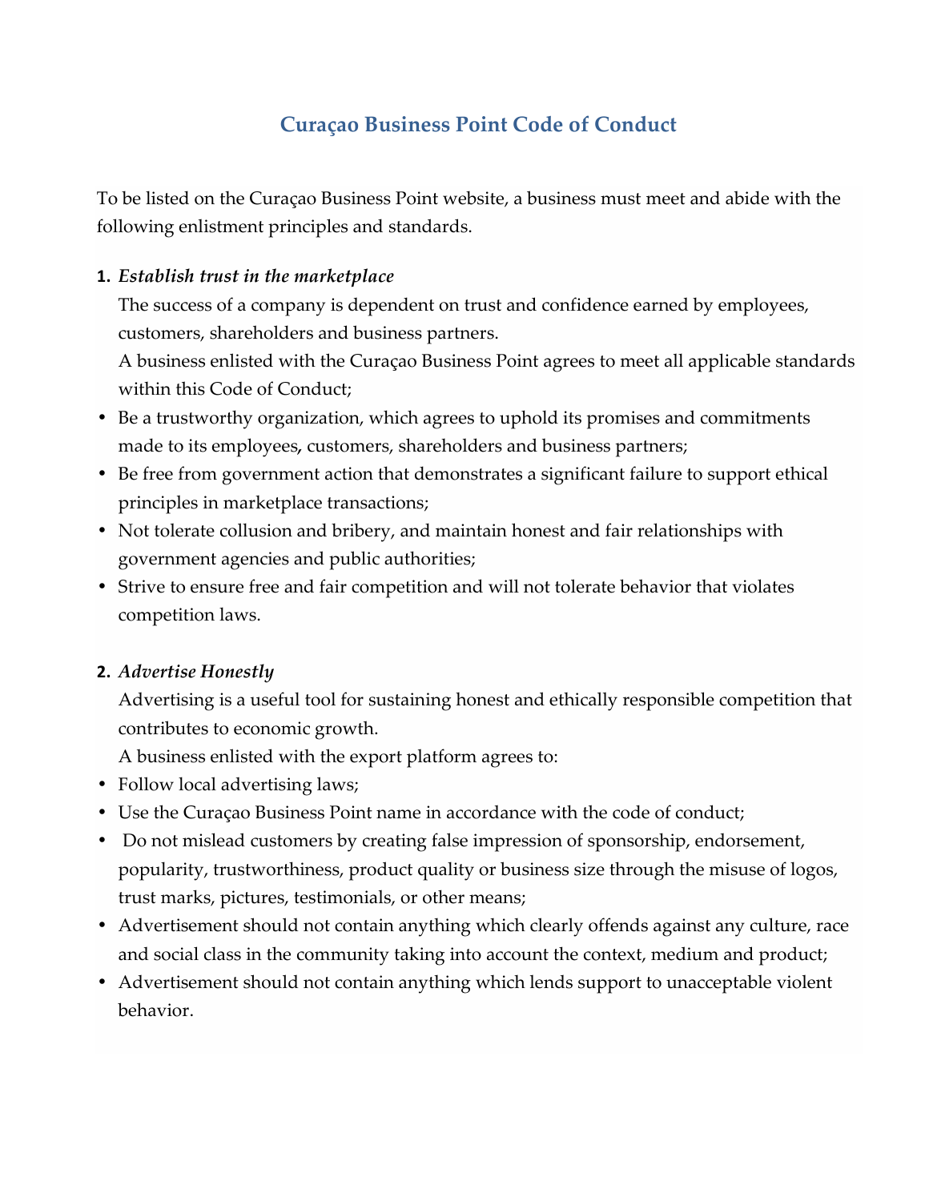# Curaçao Business Point Code of Conduct

To be listed on the Curaçao Business Point website, a business must meet and abide with the following enlistment principles and standards.

**1.** ***Establish trust in the marketplace***

The success of a company is dependent on trust and confidence earned by employees, customers, shareholders and business partners.

A business enlisted with the Curaçao Business Point agrees to meet all applicable standards within this Code of Conduct;

- Be a trustworthy organization, which agrees to uphold its promises and commitments made to its employees, customers, shareholders and business partners;
- Be free from government action that demonstrates a significant failure to support ethical principles in marketplace transactions;
- Not tolerate collusion and bribery, and maintain honest and fair relationships with government agencies and public authorities;
- Strive to ensure free and fair competition and will not tolerate behavior that violates competition laws.

**2.** ***Advertise Honestly***

Advertising is a useful tool for sustaining honest and ethically responsible competition that contributes to economic growth.

A business enlisted with the export platform agrees to:

- Follow local advertising laws;
- Use the Curaçao Business Point name in accordance with the code of conduct;
- Do not mislead customers by creating false impression of sponsorship, endorsement, popularity, trustworthiness, product quality or business size through the misuse of logos, trust marks, pictures, testimonials, or other means;
- Advertisement should not contain anything which clearly offends against any culture, race and social class in the community taking into account the context, medium and product;
- Advertisement should not contain anything which lends support to unacceptable violent behavior.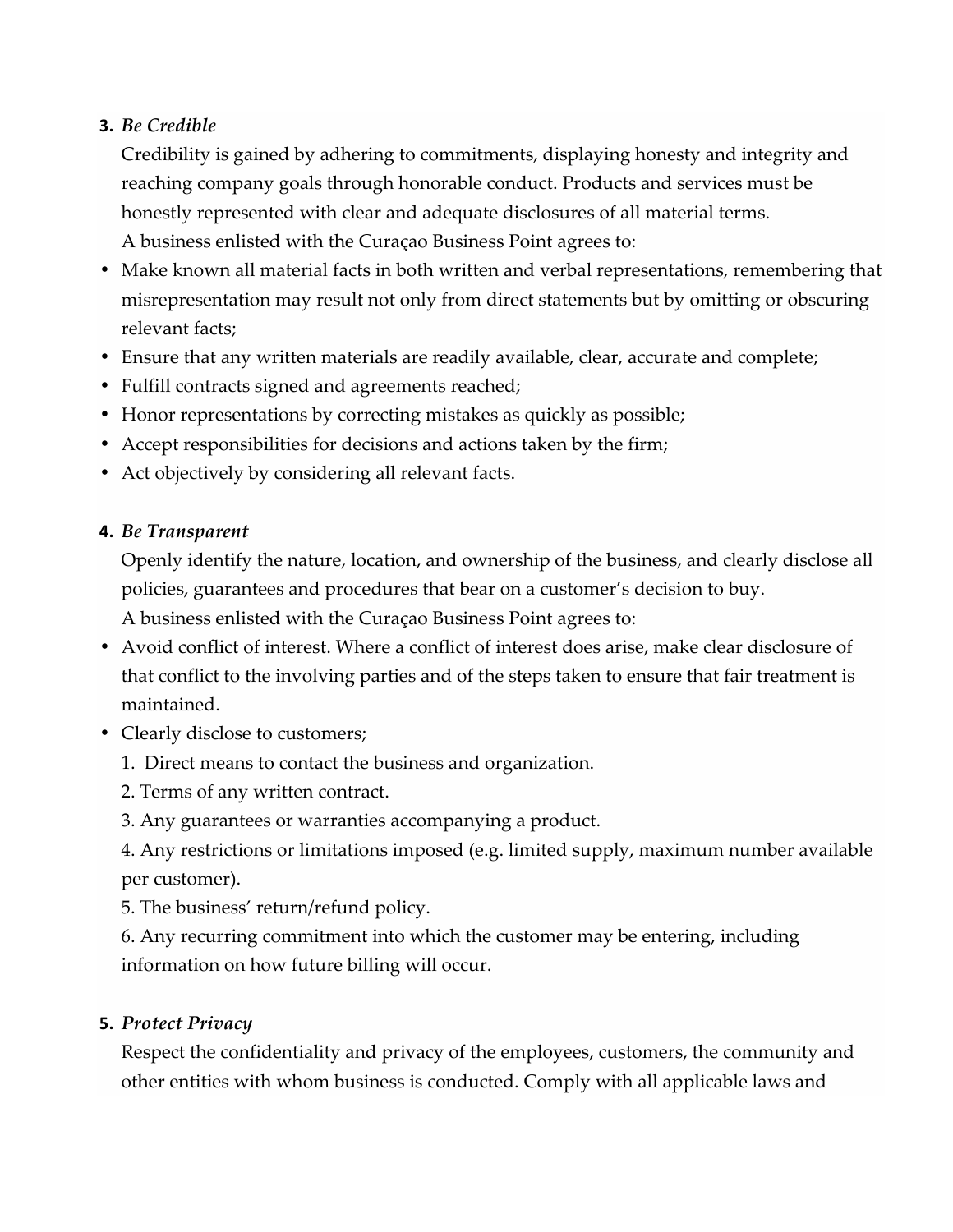3. ***Be Credible***

Credibility is gained by adhering to commitments, displaying honesty and integrity and reaching company goals through honorable conduct. Products and services must be honestly represented with clear and adequate disclosures of all material terms.

A business enlisted with the Curaçao Business Point agrees to:

- Make known all material facts in both written and verbal representations, remembering that misrepresentation may result not only from direct statements but by omitting or obscuring relevant facts;
- Ensure that any written materials are readily available, clear, accurate and complete;
- Fulfill contracts signed and agreements reached;
- Honor representations by correcting mistakes as quickly as possible;
- Accept responsibilities for decisions and actions taken by the firm;
- Act objectively by considering all relevant facts.

4. ***Be Transparent***

Openly identify the nature, location, and ownership of the business, and clearly disclose all policies, guarantees and procedures that bear on a customer's decision to buy.

A business enlisted with the Curaçao Business Point agrees to:

- Avoid conflict of interest. Where a conflict of interest does arise, make clear disclosure of that conflict to the involving parties and of the steps taken to ensure that fair treatment is maintained.
- Clearly disclose to customers;

  1. Direct means to contact the business and organization.

  2. Terms of any written contract.

  3. Any guarantees or warranties accompanying a product.

  4. Any restrictions or limitations imposed (e.g. limited supply, maximum number available per customer).

  5. The business' return/refund policy.

  6. Any recurring commitment into which the customer may be entering, including information on how future billing will occur.

5. ***Protect Privacy***

Respect the confidentiality and privacy of the employees, customers, the community and other entities with whom business is conducted. Comply with all applicable laws and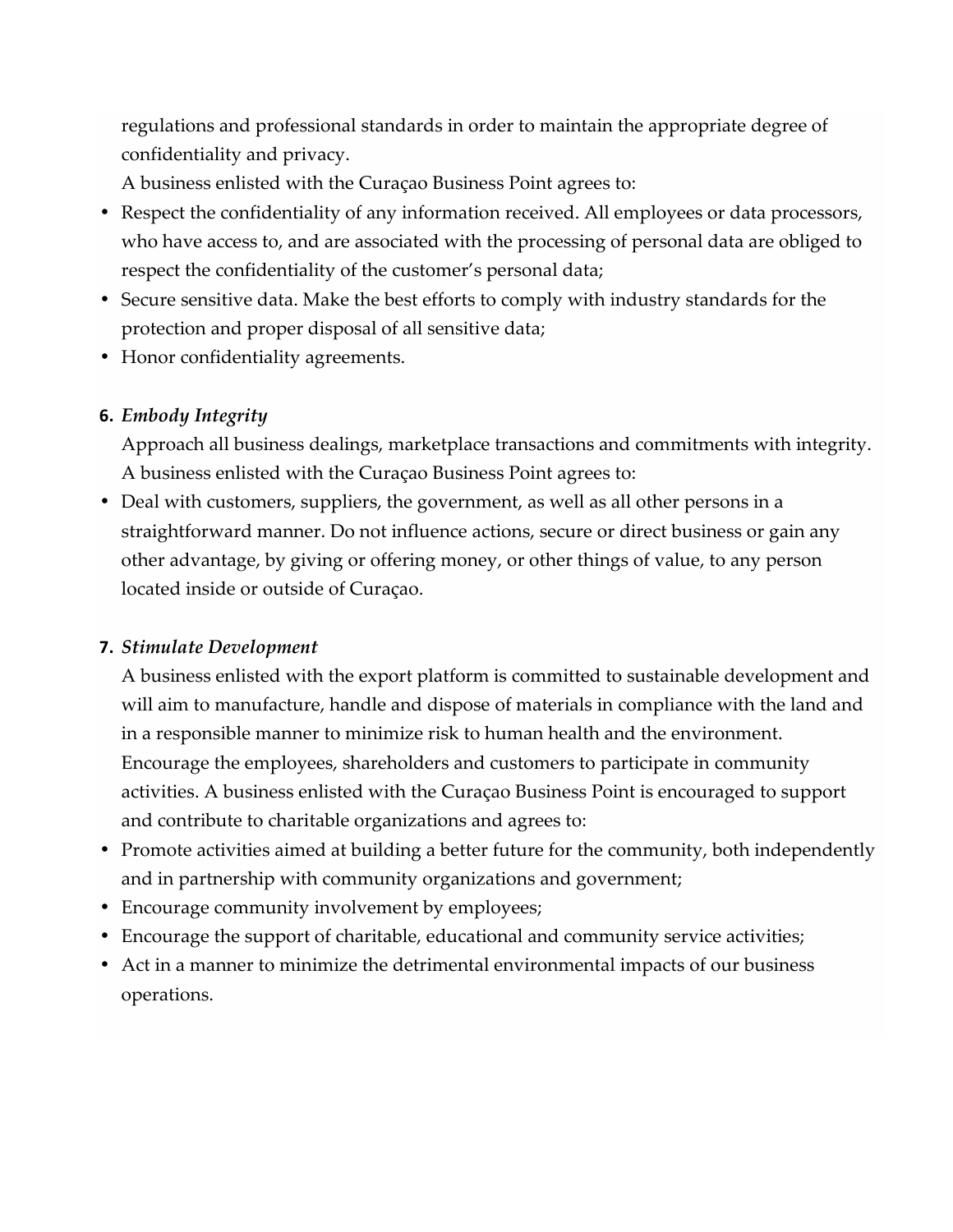regulations and professional standards in order to maintain the appropriate degree of confidentiality and privacy.

A business enlisted with the Curaçao Business Point agrees to:

- Respect the confidentiality of any information received. All employees or data processors, who have access to, and are associated with the processing of personal data are obliged to respect the confidentiality of the customer's personal data;
- Secure sensitive data. Make the best efforts to comply with industry standards for the protection and proper disposal of all sensitive data;
- Honor confidentiality agreements.

**6.** ***Embody Integrity***

Approach all business dealings, marketplace transactions and commitments with integrity. A business enlisted with the Curaçao Business Point agrees to:

- Deal with customers, suppliers, the government, as well as all other persons in a straightforward manner. Do not influence actions, secure or direct business or gain any other advantage, by giving or offering money, or other things of value, to any person located inside or outside of Curaçao.

**7.** ***Stimulate Development***

A business enlisted with the export platform is committed to sustainable development and will aim to manufacture, handle and dispose of materials in compliance with the land and in a responsible manner to minimize risk to human health and the environment. Encourage the employees, shareholders and customers to participate in community activities. A business enlisted with the Curaçao Business Point is encouraged to support and contribute to charitable organizations and agrees to:

- Promote activities aimed at building a better future for the community, both independently and in partnership with community organizations and government;
- Encourage community involvement by employees;
- Encourage the support of charitable, educational and community service activities;
- Act in a manner to minimize the detrimental environmental impacts of our business operations.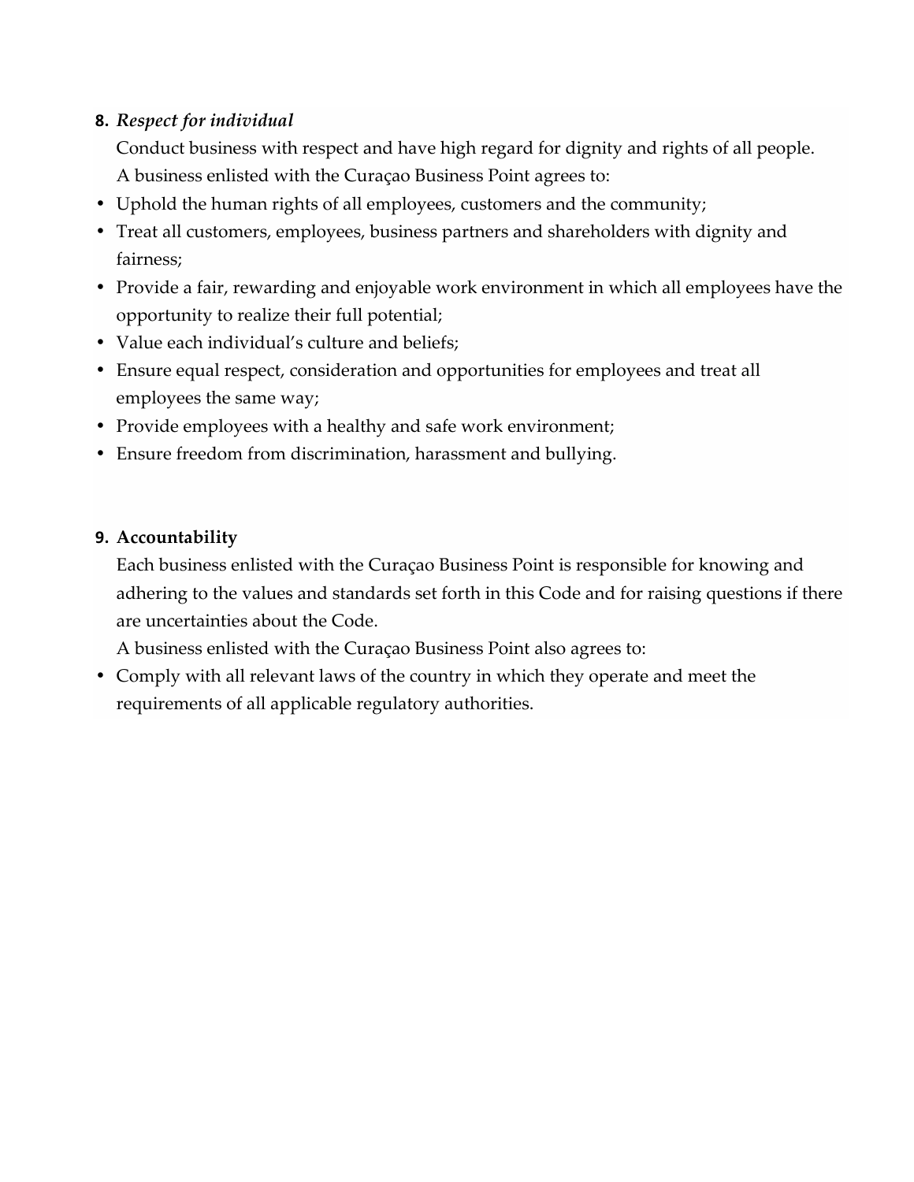8. *Respect for individual*

   Conduct business with respect and have high regard for dignity and rights of all people.

   A business enlisted with the Curaçao Business Point agrees to:

- Uphold the human rights of all employees, customers and the community;
- Treat all customers, employees, business partners and shareholders with dignity and fairness;
- Provide a fair, rewarding and enjoyable work environment in which all employees have the opportunity to realize their full potential;
- Value each individual's culture and beliefs;
- Ensure equal respect, consideration and opportunities for employees and treat all employees the same way;
- Provide employees with a healthy and safe work environment;
- Ensure freedom from discrimination, harassment and bullying.

9. **Accountability**

   Each business enlisted with the Curaçao Business Point is responsible for knowing and adhering to the values and standards set forth in this Code and for raising questions if there are uncertainties about the Code.

   A business enlisted with the Curaçao Business Point also agrees to:

- Comply with all relevant laws of the country in which they operate and meet the requirements of all applicable regulatory authorities.